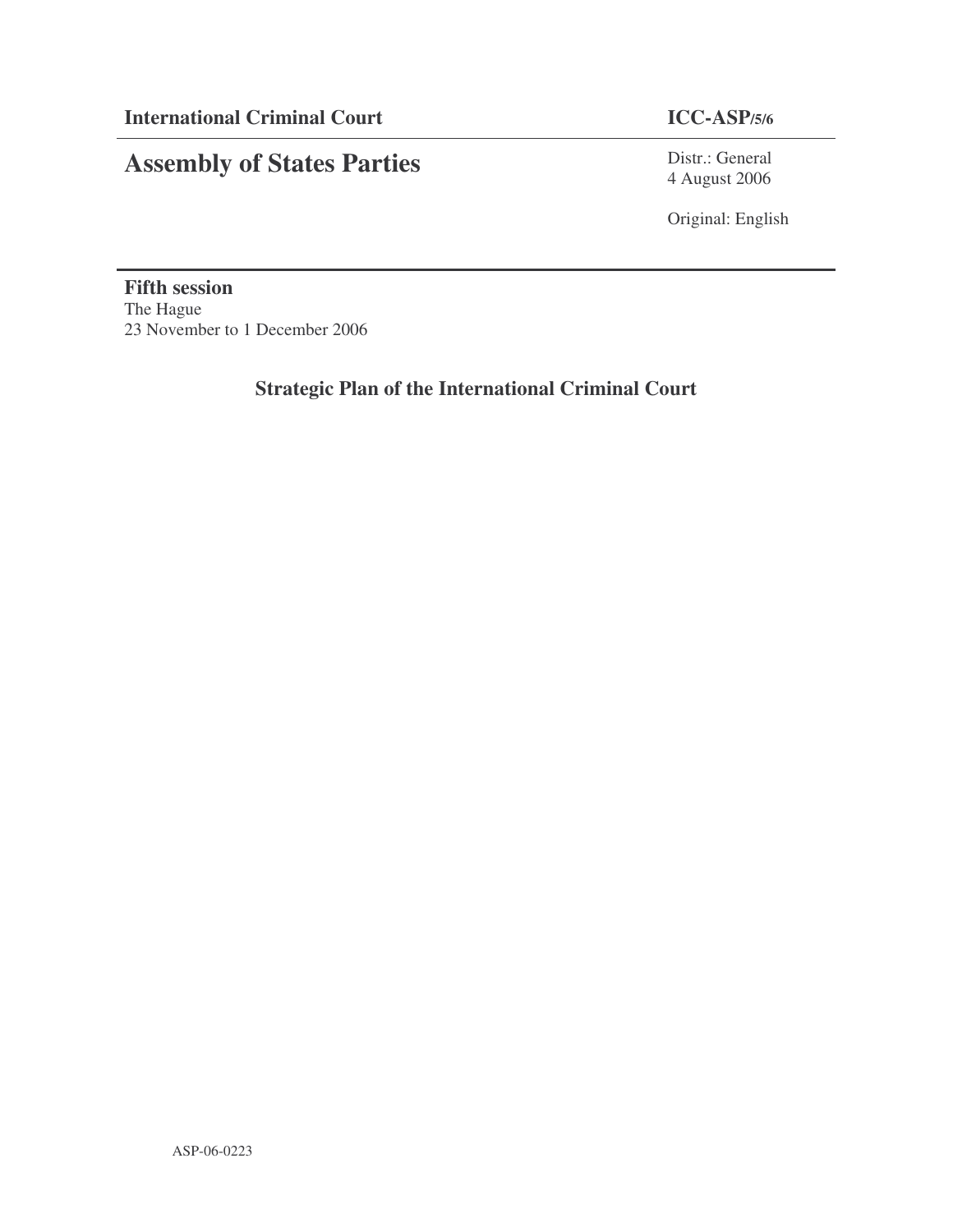**International Criminal Court** **ICC-ASP/5/6**

# Assembly of States Parties

Distr.: General
4 August 2006

Original: English

**Fifth session**
The Hague
23 November to 1 December 2006

## Strategic Plan of the International Criminal Court

ASP-06-0223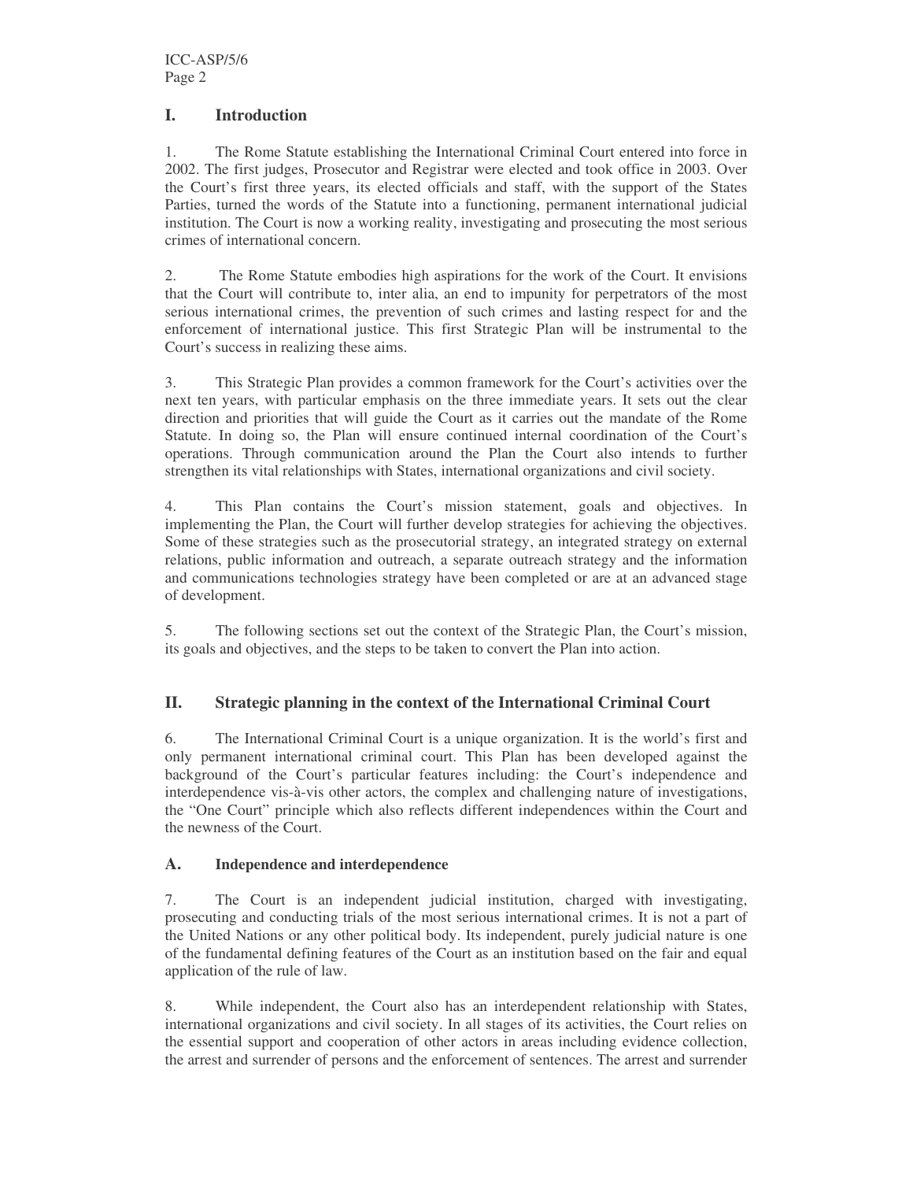## I. Introduction

1. The Rome Statute establishing the International Criminal Court entered into force in 2002. The first judges, Prosecutor and Registrar were elected and took office in 2003. Over the Court's first three years, its elected officials and staff, with the support of the States Parties, turned the words of the Statute into a functioning, permanent international judicial institution. The Court is now a working reality, investigating and prosecuting the most serious crimes of international concern.

2. The Rome Statute embodies high aspirations for the work of the Court. It envisions that the Court will contribute to, inter alia, an end to impunity for perpetrators of the most serious international crimes, the prevention of such crimes and lasting respect for and the enforcement of international justice. This first Strategic Plan will be instrumental to the Court's success in realizing these aims.

3. This Strategic Plan provides a common framework for the Court's activities over the next ten years, with particular emphasis on the three immediate years. It sets out the clear direction and priorities that will guide the Court as it carries out the mandate of the Rome Statute. In doing so, the Plan will ensure continued internal coordination of the Court's operations. Through communication around the Plan the Court also intends to further strengthen its vital relationships with States, international organizations and civil society.

4. This Plan contains the Court's mission statement, goals and objectives. In implementing the Plan, the Court will further develop strategies for achieving the objectives. Some of these strategies such as the prosecutorial strategy, an integrated strategy on external relations, public information and outreach, a separate outreach strategy and the information and communications technologies strategy have been completed or are at an advanced stage of development.

5. The following sections set out the context of the Strategic Plan, the Court's mission, its goals and objectives, and the steps to be taken to convert the Plan into action.

## II. Strategic planning in the context of the International Criminal Court

6. The International Criminal Court is a unique organization. It is the world's first and only permanent international criminal court. This Plan has been developed against the background of the Court's particular features including: the Court's independence and interdependence vis-à-vis other actors, the complex and challenging nature of investigations, the "One Court" principle which also reflects different independences within the Court and the newness of the Court.

### A. Independence and interdependence

7. The Court is an independent judicial institution, charged with investigating, prosecuting and conducting trials of the most serious international crimes. It is not a part of the United Nations or any other political body. Its independent, purely judicial nature is one of the fundamental defining features of the Court as an institution based on the fair and equal application of the rule of law.

8. While independent, the Court also has an interdependent relationship with States, international organizations and civil society. In all stages of its activities, the Court relies on the essential support and cooperation of other actors in areas including evidence collection, the arrest and surrender of persons and the enforcement of sentences. The arrest and surrender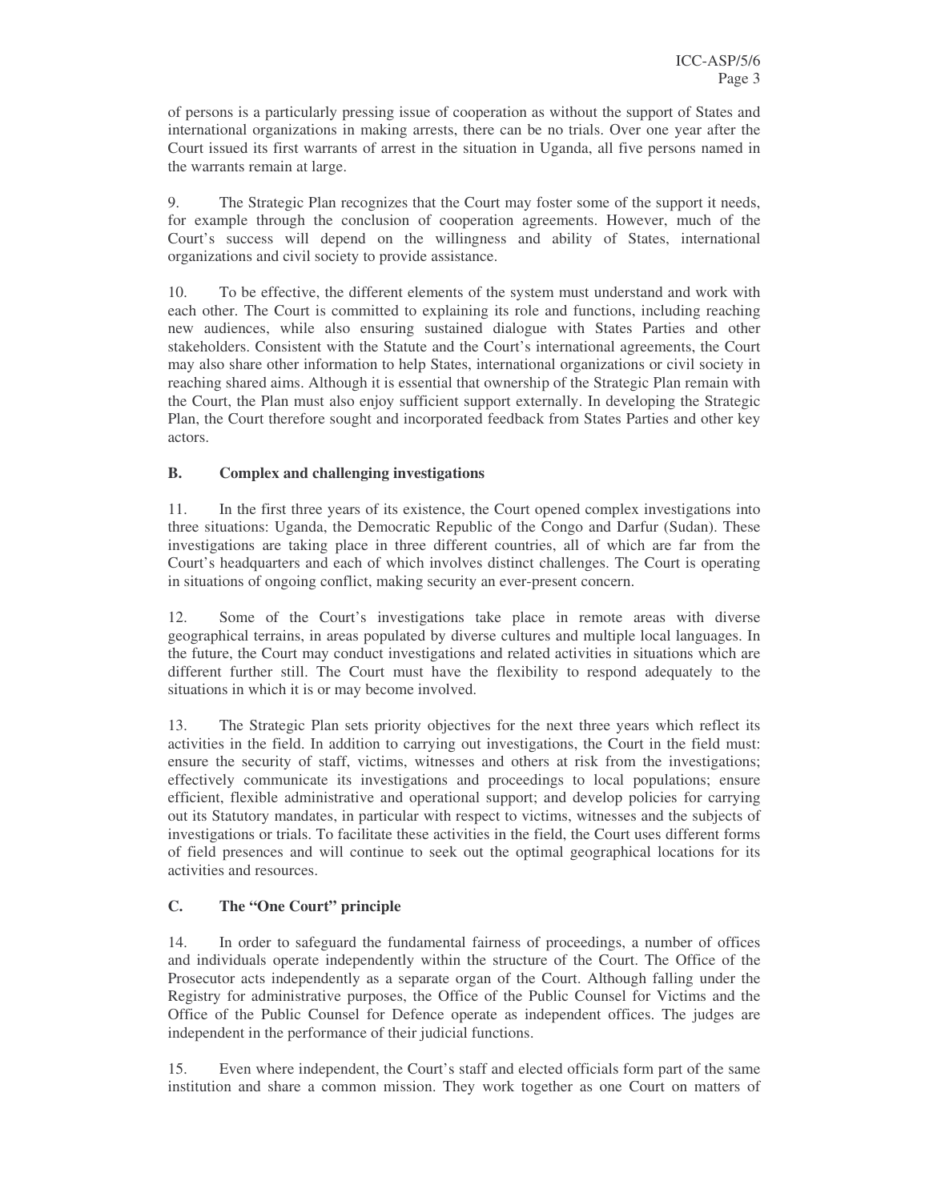of persons is a particularly pressing issue of cooperation as without the support of States and international organizations in making arrests, there can be no trials. Over one year after the Court issued its first warrants of arrest in the situation in Uganda, all five persons named in the warrants remain at large.

9. The Strategic Plan recognizes that the Court may foster some of the support it needs, for example through the conclusion of cooperation agreements. However, much of the Court's success will depend on the willingness and ability of States, international organizations and civil society to provide assistance.

10. To be effective, the different elements of the system must understand and work with each other. The Court is committed to explaining its role and functions, including reaching new audiences, while also ensuring sustained dialogue with States Parties and other stakeholders. Consistent with the Statute and the Court's international agreements, the Court may also share other information to help States, international organizations or civil society in reaching shared aims. Although it is essential that ownership of the Strategic Plan remain with the Court, the Plan must also enjoy sufficient support externally. In developing the Strategic Plan, the Court therefore sought and incorporated feedback from States Parties and other key actors.

### B. Complex and challenging investigations

11. In the first three years of its existence, the Court opened complex investigations into three situations: Uganda, the Democratic Republic of the Congo and Darfur (Sudan). These investigations are taking place in three different countries, all of which are far from the Court's headquarters and each of which involves distinct challenges. The Court is operating in situations of ongoing conflict, making security an ever-present concern.

12. Some of the Court's investigations take place in remote areas with diverse geographical terrains, in areas populated by diverse cultures and multiple local languages. In the future, the Court may conduct investigations and related activities in situations which are different further still. The Court must have the flexibility to respond adequately to the situations in which it is or may become involved.

13. The Strategic Plan sets priority objectives for the next three years which reflect its activities in the field. In addition to carrying out investigations, the Court in the field must: ensure the security of staff, victims, witnesses and others at risk from the investigations; effectively communicate its investigations and proceedings to local populations; ensure efficient, flexible administrative and operational support; and develop policies for carrying out its Statutory mandates, in particular with respect to victims, witnesses and the subjects of investigations or trials. To facilitate these activities in the field, the Court uses different forms of field presences and will continue to seek out the optimal geographical locations for its activities and resources.

### C. The "One Court" principle

14. In order to safeguard the fundamental fairness of proceedings, a number of offices and individuals operate independently within the structure of the Court. The Office of the Prosecutor acts independently as a separate organ of the Court. Although falling under the Registry for administrative purposes, the Office of the Public Counsel for Victims and the Office of the Public Counsel for Defence operate as independent offices. The judges are independent in the performance of their judicial functions.

15. Even where independent, the Court's staff and elected officials form part of the same institution and share a common mission. They work together as one Court on matters of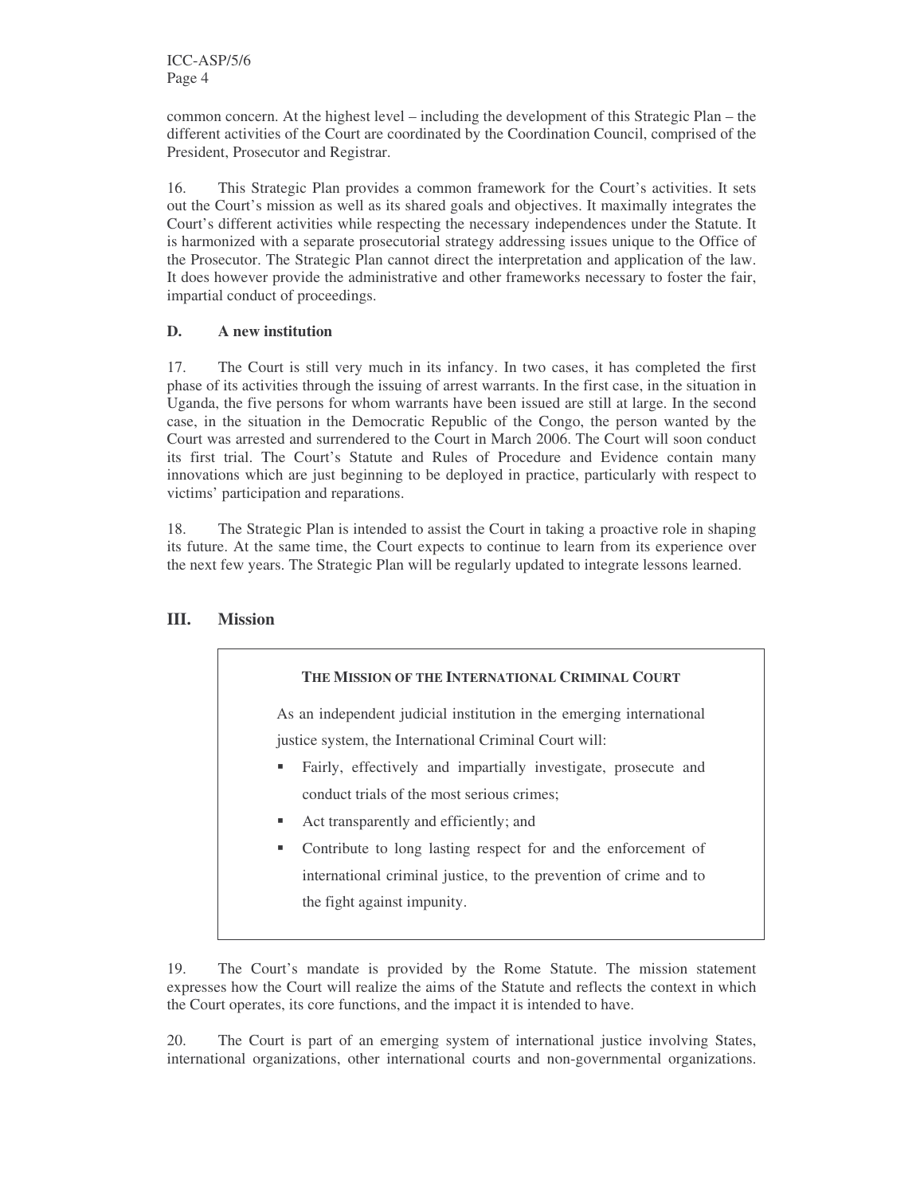common concern. At the highest level – including the development of this Strategic Plan – the different activities of the Court are coordinated by the Coordination Council, comprised of the President, Prosecutor and Registrar.

16. This Strategic Plan provides a common framework for the Court's activities. It sets out the Court's mission as well as its shared goals and objectives. It maximally integrates the Court's different activities while respecting the necessary independences under the Statute. It is harmonized with a separate prosecutorial strategy addressing issues unique to the Office of the Prosecutor. The Strategic Plan cannot direct the interpretation and application of the law. It does however provide the administrative and other frameworks necessary to foster the fair, impartial conduct of proceedings.

### D. A new institution

17. The Court is still very much in its infancy. In two cases, it has completed the first phase of its activities through the issuing of arrest warrants. In the first case, in the situation in Uganda, the five persons for whom warrants have been issued are still at large. In the second case, in the situation in the Democratic Republic of the Congo, the person wanted by the Court was arrested and surrendered to the Court in March 2006. The Court will soon conduct its first trial. The Court's Statute and Rules of Procedure and Evidence contain many innovations which are just beginning to be deployed in practice, particularly with respect to victims' participation and reparations.

18. The Strategic Plan is intended to assist the Court in taking a proactive role in shaping its future. At the same time, the Court expects to continue to learn from its experience over the next few years. The Strategic Plan will be regularly updated to integrate lessons learned.

## III. Mission

**THE MISSION OF THE INTERNATIONAL CRIMINAL COURT**

As an independent judicial institution in the emerging international justice system, the International Criminal Court will:

- Fairly, effectively and impartially investigate, prosecute and conduct trials of the most serious crimes;
- Act transparently and efficiently; and
- Contribute to long lasting respect for and the enforcement of international criminal justice, to the prevention of crime and to the fight against impunity.

19. The Court's mandate is provided by the Rome Statute. The mission statement expresses how the Court will realize the aims of the Statute and reflects the context in which the Court operates, its core functions, and the impact it is intended to have.

20. The Court is part of an emerging system of international justice involving States, international organizations, other international courts and non-governmental organizations.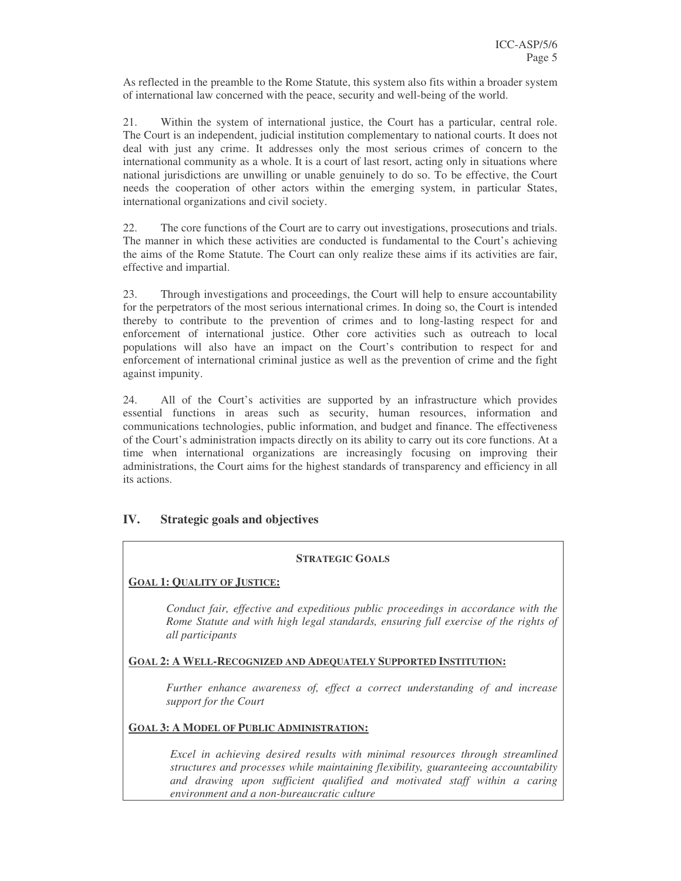As reflected in the preamble to the Rome Statute, this system also fits within a broader system of international law concerned with the peace, security and well-being of the world.

21. Within the system of international justice, the Court has a particular, central role. The Court is an independent, judicial institution complementary to national courts. It does not deal with just any crime. It addresses only the most serious crimes of concern to the international community as a whole. It is a court of last resort, acting only in situations where national jurisdictions are unwilling or unable genuinely to do so. To be effective, the Court needs the cooperation of other actors within the emerging system, in particular States, international organizations and civil society.

22. The core functions of the Court are to carry out investigations, prosecutions and trials. The manner in which these activities are conducted is fundamental to the Court's achieving the aims of the Rome Statute. The Court can only realize these aims if its activities are fair, effective and impartial.

23. Through investigations and proceedings, the Court will help to ensure accountability for the perpetrators of the most serious international crimes. In doing so, the Court is intended thereby to contribute to the prevention of crimes and to long-lasting respect for and enforcement of international justice. Other core activities such as outreach to local populations will also have an impact on the Court's contribution to respect for and enforcement of international criminal justice as well as the prevention of crime and the fight against impunity.

24. All of the Court's activities are supported by an infrastructure which provides essential functions in areas such as security, human resources, information and communications technologies, public information, and budget and finance. The effectiveness of the Court's administration impacts directly on its ability to carry out its core functions. At a time when international organizations are increasingly focusing on improving their administrations, the Court aims for the highest standards of transparency and efficiency in all its actions.

## IV. Strategic goals and objectives

**STRATEGIC GOALS**

**GOAL 1: QUALITY OF JUSTICE:**

*Conduct fair, effective and expeditious public proceedings in accordance with the Rome Statute and with high legal standards, ensuring full exercise of the rights of all participants*

**GOAL 2: A WELL-RECOGNIZED AND ADEQUATELY SUPPORTED INSTITUTION:**

*Further enhance awareness of, effect a correct understanding of and increase support for the Court*

**GOAL 3: A MODEL OF PUBLIC ADMINISTRATION:**

*Excel in achieving desired results with minimal resources through streamlined structures and processes while maintaining flexibility, guaranteeing accountability and drawing upon sufficient qualified and motivated staff within a caring environment and a non-bureaucratic culture*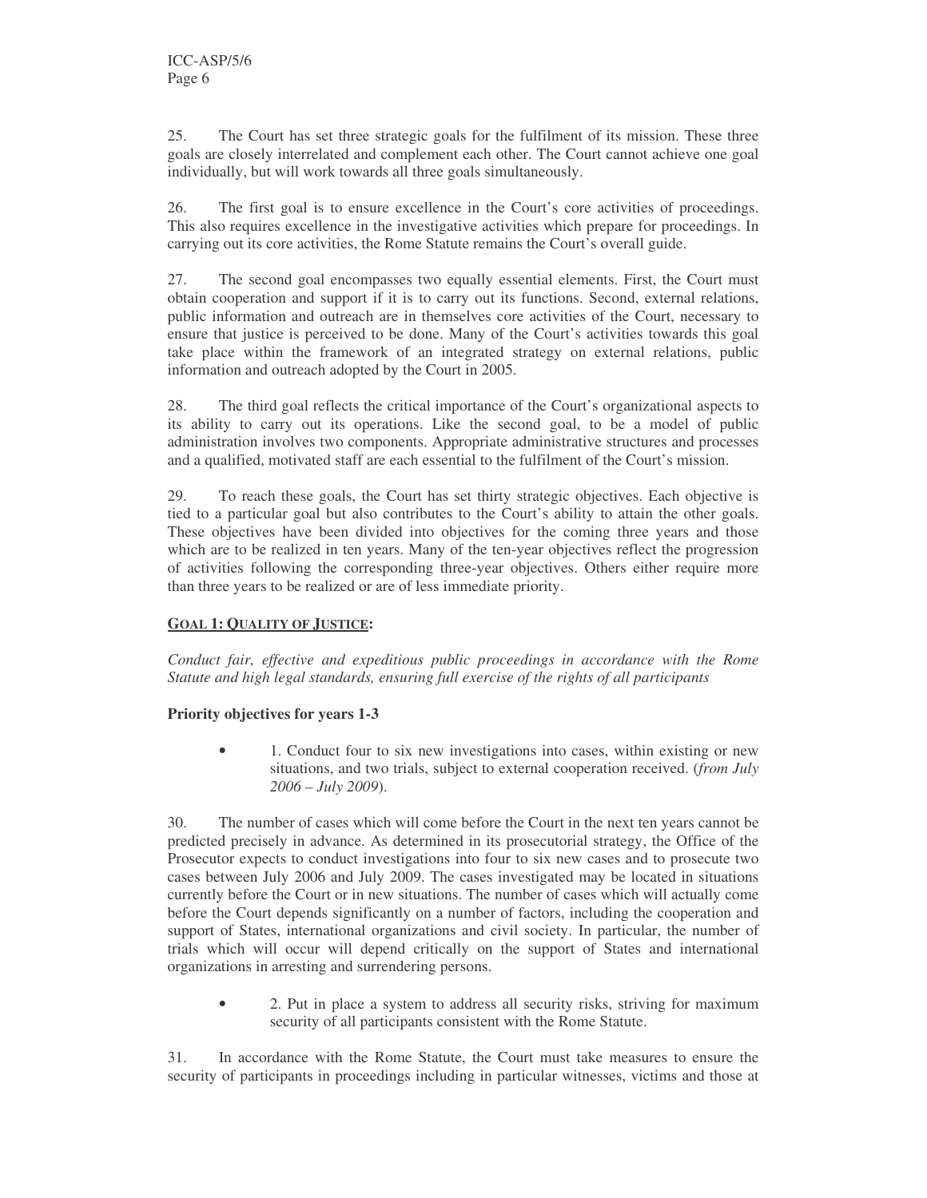25. The Court has set three strategic goals for the fulfilment of its mission. These three goals are closely interrelated and complement each other. The Court cannot achieve one goal individually, but will work towards all three goals simultaneously.

26. The first goal is to ensure excellence in the Court's core activities of proceedings. This also requires excellence in the investigative activities which prepare for proceedings. In carrying out its core activities, the Rome Statute remains the Court's overall guide.

27. The second goal encompasses two equally essential elements. First, the Court must obtain cooperation and support if it is to carry out its functions. Second, external relations, public information and outreach are in themselves core activities of the Court, necessary to ensure that justice is perceived to be done. Many of the Court's activities towards this goal take place within the framework of an integrated strategy on external relations, public information and outreach adopted by the Court in 2005.

28. The third goal reflects the critical importance of the Court's organizational aspects to its ability to carry out its operations. Like the second goal, to be a model of public administration involves two components. Appropriate administrative structures and processes and a qualified, motivated staff are each essential to the fulfilment of the Court's mission.

29. To reach these goals, the Court has set thirty strategic objectives. Each objective is tied to a particular goal but also contributes to the Court's ability to attain the other goals. These objectives have been divided into objectives for the coming three years and those which are to be realized in ten years. Many of the ten-year objectives reflect the progression of activities following the corresponding three-year objectives. Others either require more than three years to be realized or are of less immediate priority.

## GOAL 1: QUALITY OF JUSTICE:

*Conduct fair, effective and expeditious public proceedings in accordance with the Rome Statute and high legal standards, ensuring full exercise of the rights of all participants*

### Priority objectives for years 1-3

- 1. Conduct four to six new investigations into cases, within existing or new situations, and two trials, subject to external cooperation received. (*from July 2006 – July 2009*).

30. The number of cases which will come before the Court in the next ten years cannot be predicted precisely in advance. As determined in its prosecutorial strategy, the Office of the Prosecutor expects to conduct investigations into four to six new cases and to prosecute two cases between July 2006 and July 2009. The cases investigated may be located in situations currently before the Court or in new situations. The number of cases which will actually come before the Court depends significantly on a number of factors, including the cooperation and support of States, international organizations and civil society. In particular, the number of trials which will occur will depend critically on the support of States and international organizations in arresting and surrendering persons.

- 2. Put in place a system to address all security risks, striving for maximum security of all participants consistent with the Rome Statute.

31. In accordance with the Rome Statute, the Court must take measures to ensure the security of participants in proceedings including in particular witnesses, victims and those at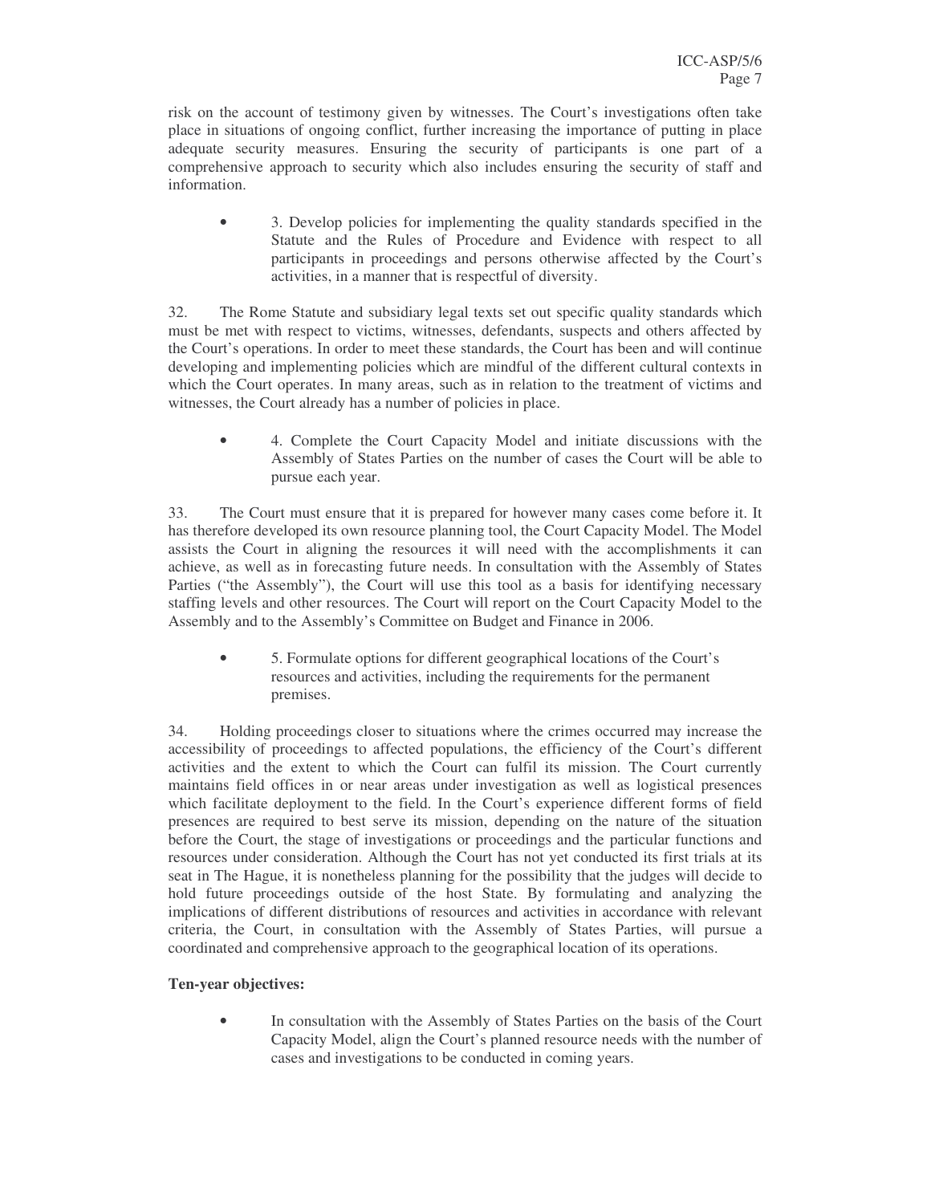risk on the account of testimony given by witnesses. The Court's investigations often take place in situations of ongoing conflict, further increasing the importance of putting in place adequate security measures. Ensuring the security of participants is one part of a comprehensive approach to security which also includes ensuring the security of staff and information.

- 3. Develop policies for implementing the quality standards specified in the Statute and the Rules of Procedure and Evidence with respect to all participants in proceedings and persons otherwise affected by the Court's activities, in a manner that is respectful of diversity.

32. The Rome Statute and subsidiary legal texts set out specific quality standards which must be met with respect to victims, witnesses, defendants, suspects and others affected by the Court's operations. In order to meet these standards, the Court has been and will continue developing and implementing policies which are mindful of the different cultural contexts in which the Court operates. In many areas, such as in relation to the treatment of victims and witnesses, the Court already has a number of policies in place.

- 4. Complete the Court Capacity Model and initiate discussions with the Assembly of States Parties on the number of cases the Court will be able to pursue each year.

33. The Court must ensure that it is prepared for however many cases come before it. It has therefore developed its own resource planning tool, the Court Capacity Model. The Model assists the Court in aligning the resources it will need with the accomplishments it can achieve, as well as in forecasting future needs. In consultation with the Assembly of States Parties ("the Assembly"), the Court will use this tool as a basis for identifying necessary staffing levels and other resources. The Court will report on the Court Capacity Model to the Assembly and to the Assembly's Committee on Budget and Finance in 2006.

- 5. Formulate options for different geographical locations of the Court's resources and activities, including the requirements for the permanent premises.

34. Holding proceedings closer to situations where the crimes occurred may increase the accessibility of proceedings to affected populations, the efficiency of the Court's different activities and the extent to which the Court can fulfil its mission. The Court currently maintains field offices in or near areas under investigation as well as logistical presences which facilitate deployment to the field. In the Court's experience different forms of field presences are required to best serve its mission, depending on the nature of the situation before the Court, the stage of investigations or proceedings and the particular functions and resources under consideration. Although the Court has not yet conducted its first trials at its seat in The Hague, it is nonetheless planning for the possibility that the judges will decide to hold future proceedings outside of the host State. By formulating and analyzing the implications of different distributions of resources and activities in accordance with relevant criteria, the Court, in consultation with the Assembly of States Parties, will pursue a coordinated and comprehensive approach to the geographical location of its operations.

**Ten-year objectives:**

- In consultation with the Assembly of States Parties on the basis of the Court Capacity Model, align the Court's planned resource needs with the number of cases and investigations to be conducted in coming years.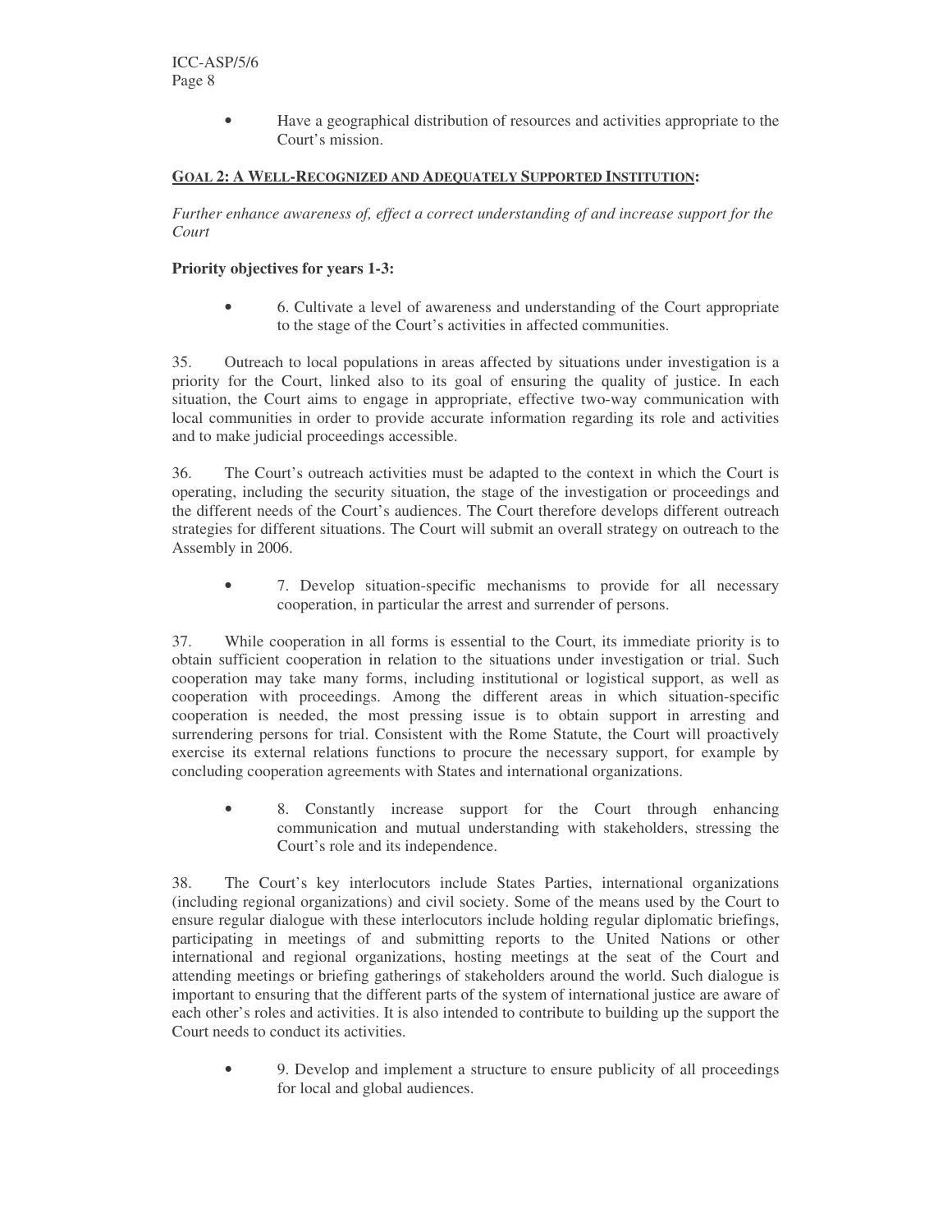- Have a geographical distribution of resources and activities appropriate to the Court's mission.

## GOAL 2: A WELL-RECOGNIZED AND ADEQUATELY SUPPORTED INSTITUTION:

*Further enhance awareness of, effect a correct understanding of and increase support for the Court*

**Priority objectives for years 1-3:**

- 6. Cultivate a level of awareness and understanding of the Court appropriate to the stage of the Court's activities in affected communities.

35. Outreach to local populations in areas affected by situations under investigation is a priority for the Court, linked also to its goal of ensuring the quality of justice. In each situation, the Court aims to engage in appropriate, effective two-way communication with local communities in order to provide accurate information regarding its role and activities and to make judicial proceedings accessible.

36. The Court's outreach activities must be adapted to the context in which the Court is operating, including the security situation, the stage of the investigation or proceedings and the different needs of the Court's audiences. The Court therefore develops different outreach strategies for different situations. The Court will submit an overall strategy on outreach to the Assembly in 2006.

- 7. Develop situation-specific mechanisms to provide for all necessary cooperation, in particular the arrest and surrender of persons.

37. While cooperation in all forms is essential to the Court, its immediate priority is to obtain sufficient cooperation in relation to the situations under investigation or trial. Such cooperation may take many forms, including institutional or logistical support, as well as cooperation with proceedings. Among the different areas in which situation-specific cooperation is needed, the most pressing issue is to obtain support in arresting and surrendering persons for trial. Consistent with the Rome Statute, the Court will proactively exercise its external relations functions to procure the necessary support, for example by concluding cooperation agreements with States and international organizations.

- 8. Constantly increase support for the Court through enhancing communication and mutual understanding with stakeholders, stressing the Court's role and its independence.

38. The Court's key interlocutors include States Parties, international organizations (including regional organizations) and civil society. Some of the means used by the Court to ensure regular dialogue with these interlocutors include holding regular diplomatic briefings, participating in meetings of and submitting reports to the United Nations or other international and regional organizations, hosting meetings at the seat of the Court and attending meetings or briefing gatherings of stakeholders around the world. Such dialogue is important to ensuring that the different parts of the system of international justice are aware of each other's roles and activities. It is also intended to contribute to building up the support the Court needs to conduct its activities.

- 9. Develop and implement a structure to ensure publicity of all proceedings for local and global audiences.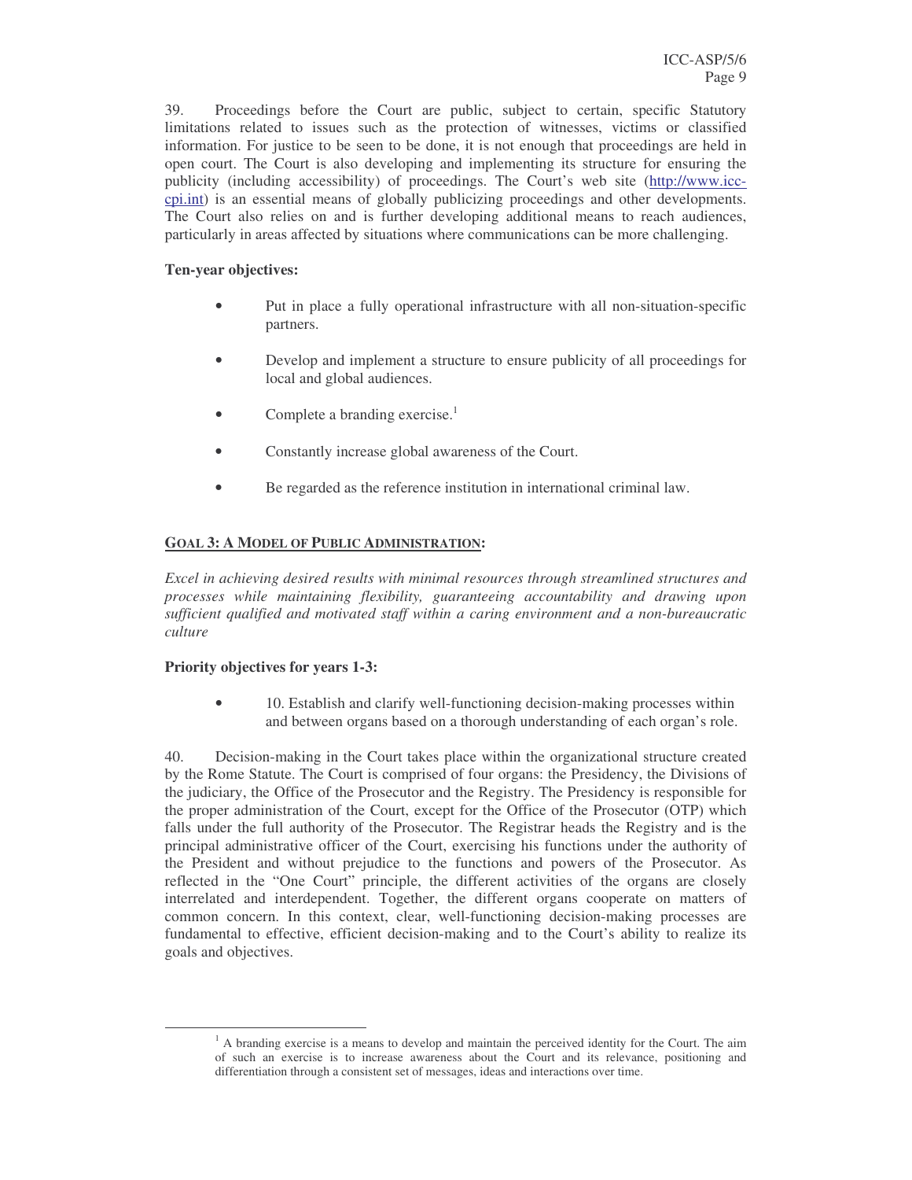39. Proceedings before the Court are public, subject to certain, specific Statutory limitations related to issues such as the protection of witnesses, victims or classified information. For justice to be seen to be done, it is not enough that proceedings are held in open court. The Court is also developing and implementing its structure for ensuring the publicity (including accessibility) of proceedings. The Court's web site (http://www.icc-cpi.int) is an essential means of globally publicizing proceedings and other developments. The Court also relies on and is further developing additional means to reach audiences, particularly in areas affected by situations where communications can be more challenging.

**Ten-year objectives:**

- Put in place a fully operational infrastructure with all non-situation-specific partners.
- Develop and implement a structure to ensure publicity of all proceedings for local and global audiences.
- Complete a branding exercise.[1]
- Constantly increase global awareness of the Court.
- Be regarded as the reference institution in international criminal law.

## GOAL 3: A MODEL OF PUBLIC ADMINISTRATION:

*Excel in achieving desired results with minimal resources through streamlined structures and processes while maintaining flexibility, guaranteeing accountability and drawing upon sufficient qualified and motivated staff within a caring environment and a non-bureaucratic culture*

**Priority objectives for years 1-3:**

- 10. Establish and clarify well-functioning decision-making processes within and between organs based on a thorough understanding of each organ's role.

40. Decision-making in the Court takes place within the organizational structure created by the Rome Statute. The Court is comprised of four organs: the Presidency, the Divisions of the judiciary, the Office of the Prosecutor and the Registry. The Presidency is responsible for the proper administration of the Court, except for the Office of the Prosecutor (OTP) which falls under the full authority of the Prosecutor. The Registrar heads the Registry and is the principal administrative officer of the Court, exercising his functions under the authority of the President and without prejudice to the functions and powers of the Prosecutor. As reflected in the "One Court" principle, the different activities of the organs are closely interrelated and interdependent. Together, the different organs cooperate on matters of common concern. In this context, clear, well-functioning decision-making processes are fundamental to effective, efficient decision-making and to the Court's ability to realize its goals and objectives.

[1] A branding exercise is a means to develop and maintain the perceived identity for the Court. The aim of such an exercise is to increase awareness about the Court and its relevance, positioning and differentiation through a consistent set of messages, ideas and interactions over time.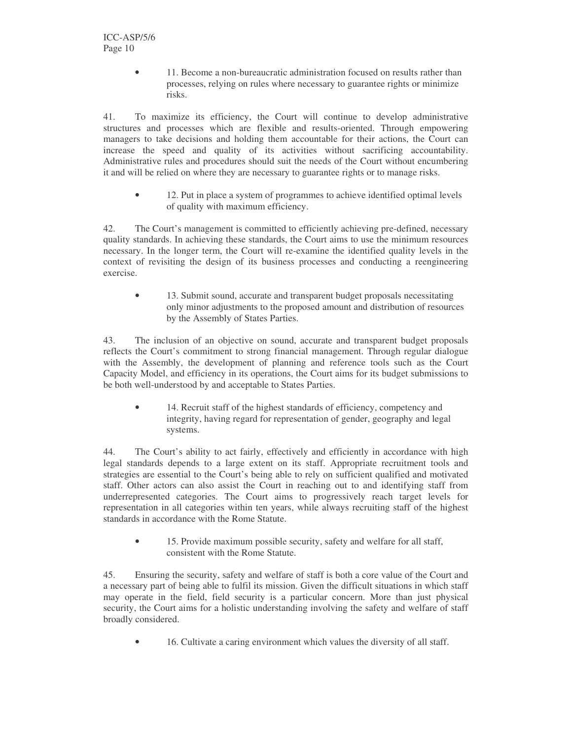- 11. Become a non-bureaucratic administration focused on results rather than processes, relying on rules where necessary to guarantee rights or minimize risks.

41. To maximize its efficiency, the Court will continue to develop administrative structures and processes which are flexible and results-oriented. Through empowering managers to take decisions and holding them accountable for their actions, the Court can increase the speed and quality of its activities without sacrificing accountability. Administrative rules and procedures should suit the needs of the Court without encumbering it and will be relied on where they are necessary to guarantee rights or to manage risks.

- 12. Put in place a system of programmes to achieve identified optimal levels of quality with maximum efficiency.

42. The Court's management is committed to efficiently achieving pre-defined, necessary quality standards. In achieving these standards, the Court aims to use the minimum resources necessary. In the longer term, the Court will re-examine the identified quality levels in the context of revisiting the design of its business processes and conducting a reengineering exercise.

- 13. Submit sound, accurate and transparent budget proposals necessitating only minor adjustments to the proposed amount and distribution of resources by the Assembly of States Parties.

43. The inclusion of an objective on sound, accurate and transparent budget proposals reflects the Court's commitment to strong financial management. Through regular dialogue with the Assembly, the development of planning and reference tools such as the Court Capacity Model, and efficiency in its operations, the Court aims for its budget submissions to be both well-understood by and acceptable to States Parties.

- 14. Recruit staff of the highest standards of efficiency, competency and integrity, having regard for representation of gender, geography and legal systems.

44. The Court's ability to act fairly, effectively and efficiently in accordance with high legal standards depends to a large extent on its staff. Appropriate recruitment tools and strategies are essential to the Court's being able to rely on sufficient qualified and motivated staff. Other actors can also assist the Court in reaching out to and identifying staff from underrepresented categories. The Court aims to progressively reach target levels for representation in all categories within ten years, while always recruiting staff of the highest standards in accordance with the Rome Statute.

- 15. Provide maximum possible security, safety and welfare for all staff, consistent with the Rome Statute.

45. Ensuring the security, safety and welfare of staff is both a core value of the Court and a necessary part of being able to fulfil its mission. Given the difficult situations in which staff may operate in the field, field security is a particular concern. More than just physical security, the Court aims for a holistic understanding involving the safety and welfare of staff broadly considered.

- 16. Cultivate a caring environment which values the diversity of all staff.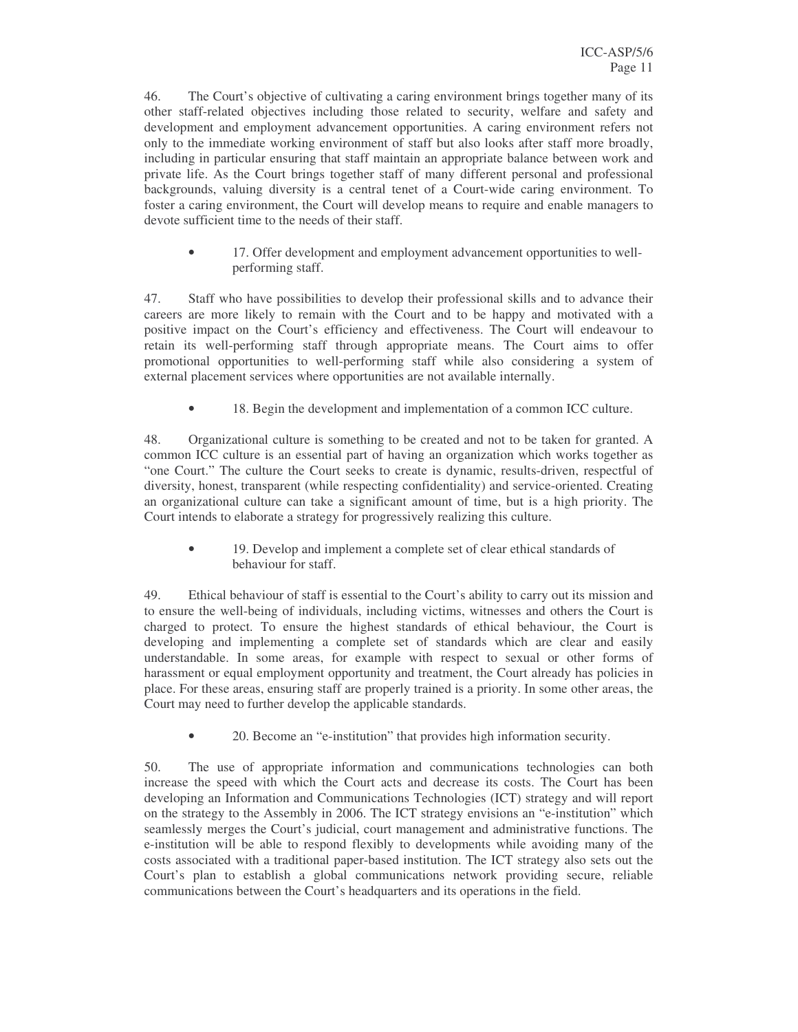46. The Court's objective of cultivating a caring environment brings together many of its other staff-related objectives including those related to security, welfare and safety and development and employment advancement opportunities. A caring environment refers not only to the immediate working environment of staff but also looks after staff more broadly, including in particular ensuring that staff maintain an appropriate balance between work and private life. As the Court brings together staff of many different personal and professional backgrounds, valuing diversity is a central tenet of a Court-wide caring environment. To foster a caring environment, the Court will develop means to require and enable managers to devote sufficient time to the needs of their staff.

- 17. Offer development and employment advancement opportunities to well-performing staff.

47. Staff who have possibilities to develop their professional skills and to advance their careers are more likely to remain with the Court and to be happy and motivated with a positive impact on the Court's efficiency and effectiveness. The Court will endeavour to retain its well-performing staff through appropriate means. The Court aims to offer promotional opportunities to well-performing staff while also considering a system of external placement services where opportunities are not available internally.

- 18. Begin the development and implementation of a common ICC culture.

48. Organizational culture is something to be created and not to be taken for granted. A common ICC culture is an essential part of having an organization which works together as "one Court." The culture the Court seeks to create is dynamic, results-driven, respectful of diversity, honest, transparent (while respecting confidentiality) and service-oriented. Creating an organizational culture can take a significant amount of time, but is a high priority. The Court intends to elaborate a strategy for progressively realizing this culture.

- 19. Develop and implement a complete set of clear ethical standards of behaviour for staff.

49. Ethical behaviour of staff is essential to the Court's ability to carry out its mission and to ensure the well-being of individuals, including victims, witnesses and others the Court is charged to protect. To ensure the highest standards of ethical behaviour, the Court is developing and implementing a complete set of standards which are clear and easily understandable. In some areas, for example with respect to sexual or other forms of harassment or equal employment opportunity and treatment, the Court already has policies in place. For these areas, ensuring staff are properly trained is a priority. In some other areas, the Court may need to further develop the applicable standards.

- 20. Become an "e-institution" that provides high information security.

50. The use of appropriate information and communications technologies can both increase the speed with which the Court acts and decrease its costs. The Court has been developing an Information and Communications Technologies (ICT) strategy and will report on the strategy to the Assembly in 2006. The ICT strategy envisions an "e-institution" which seamlessly merges the Court's judicial, court management and administrative functions. The e-institution will be able to respond flexibly to developments while avoiding many of the costs associated with a traditional paper-based institution. The ICT strategy also sets out the Court's plan to establish a global communications network providing secure, reliable communications between the Court's headquarters and its operations in the field.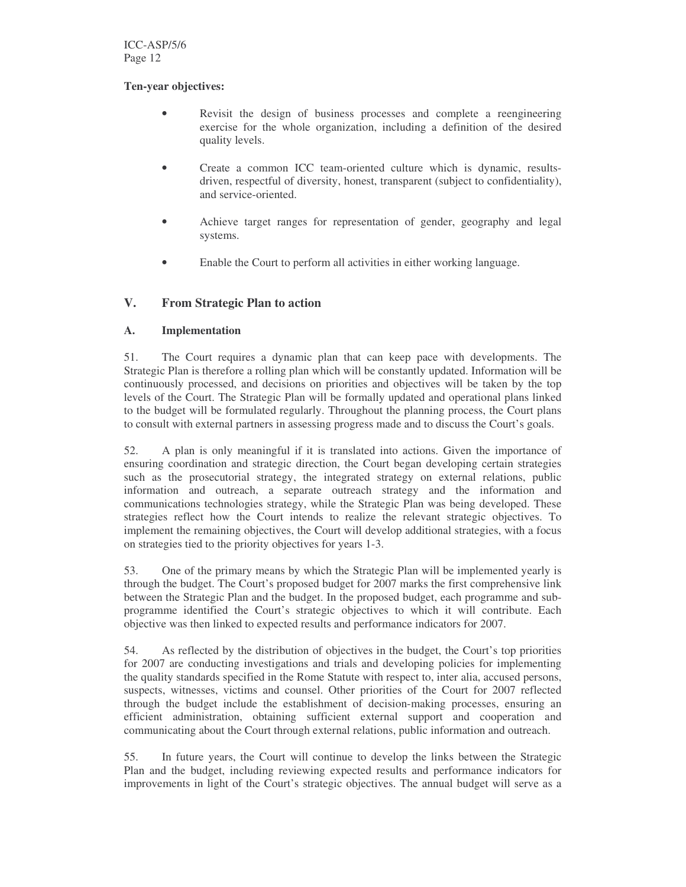**Ten-year objectives:**

- Revisit the design of business processes and complete a reengineering exercise for the whole organization, including a definition of the desired quality levels.
- Create a common ICC team-oriented culture which is dynamic, results-driven, respectful of diversity, honest, transparent (subject to confidentiality), and service-oriented.
- Achieve target ranges for representation of gender, geography and legal systems.
- Enable the Court to perform all activities in either working language.

## V. From Strategic Plan to action

### A. Implementation

51. The Court requires a dynamic plan that can keep pace with developments. The Strategic Plan is therefore a rolling plan which will be constantly updated. Information will be continuously processed, and decisions on priorities and objectives will be taken by the top levels of the Court. The Strategic Plan will be formally updated and operational plans linked to the budget will be formulated regularly. Throughout the planning process, the Court plans to consult with external partners in assessing progress made and to discuss the Court's goals.

52. A plan is only meaningful if it is translated into actions. Given the importance of ensuring coordination and strategic direction, the Court began developing certain strategies such as the prosecutorial strategy, the integrated strategy on external relations, public information and outreach, a separate outreach strategy and the information and communications technologies strategy, while the Strategic Plan was being developed. These strategies reflect how the Court intends to realize the relevant strategic objectives. To implement the remaining objectives, the Court will develop additional strategies, with a focus on strategies tied to the priority objectives for years 1-3.

53. One of the primary means by which the Strategic Plan will be implemented yearly is through the budget. The Court's proposed budget for 2007 marks the first comprehensive link between the Strategic Plan and the budget. In the proposed budget, each programme and sub-programme identified the Court's strategic objectives to which it will contribute. Each objective was then linked to expected results and performance indicators for 2007.

54. As reflected by the distribution of objectives in the budget, the Court's top priorities for 2007 are conducting investigations and trials and developing policies for implementing the quality standards specified in the Rome Statute with respect to, inter alia, accused persons, suspects, witnesses, victims and counsel. Other priorities of the Court for 2007 reflected through the budget include the establishment of decision-making processes, ensuring an efficient administration, obtaining sufficient external support and cooperation and communicating about the Court through external relations, public information and outreach.

55. In future years, the Court will continue to develop the links between the Strategic Plan and the budget, including reviewing expected results and performance indicators for improvements in light of the Court's strategic objectives. The annual budget will serve as a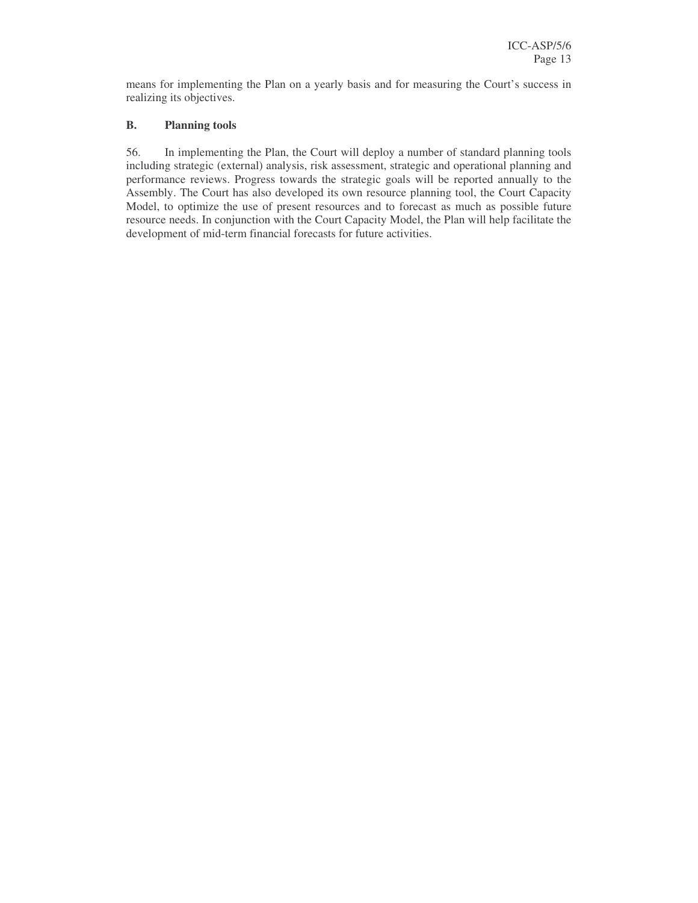means for implementing the Plan on a yearly basis and for measuring the Court's success in realizing its objectives.

## B. Planning tools

56. In implementing the Plan, the Court will deploy a number of standard planning tools including strategic (external) analysis, risk assessment, strategic and operational planning and performance reviews. Progress towards the strategic goals will be reported annually to the Assembly. The Court has also developed its own resource planning tool, the Court Capacity Model, to optimize the use of present resources and to forecast as much as possible future resource needs. In conjunction with the Court Capacity Model, the Plan will help facilitate the development of mid-term financial forecasts for future activities.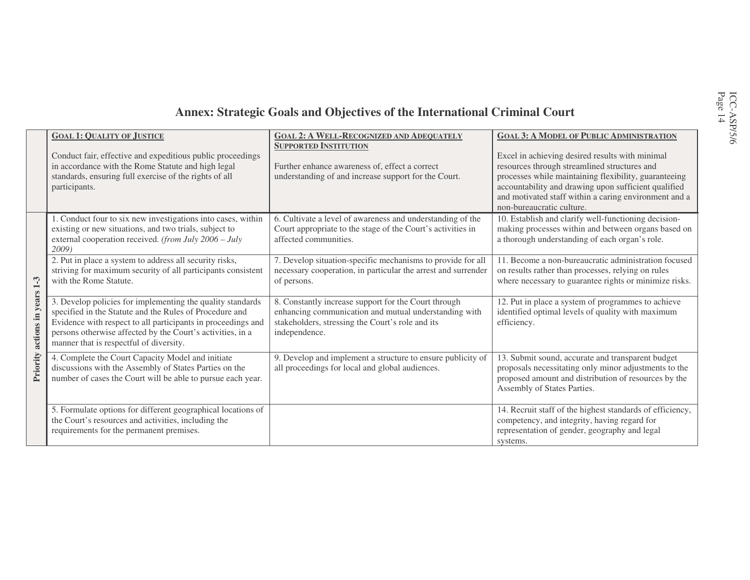# Annex: Strategic Goals and Objectives of the International Criminal Court

| | **Goal 1: Quality of Justice**<br><br>Conduct fair, effective and expeditious public proceedings in accordance with the Rome Statute and high legal standards, ensuring full exercise of the rights of all participants. | **Goal 2: A Well-Recognized and Adequately Supported Institution**<br><br>Further enhance awareness of, effect a correct understanding of and increase support for the Court. | **Goal 3: A Model of Public Administration**<br><br>Excel in achieving desired results with minimal resources through streamlined structures and processes while maintaining flexibility, guaranteeing accountability and drawing upon sufficient qualified and motivated staff within a caring environment and a non-bureaucratic culture. |
|---|---|---|---|
| **Priority actions in years 1-3** | 1. Conduct four to six new investigations into cases, within existing or new situations, and two trials, subject to external cooperation received. *(from July 2006 – July 2009)* | 6. Cultivate a level of awareness and understanding of the Court appropriate to the stage of the Court's activities in affected communities. | 10. Establish and clarify well-functioning decision-making processes within and between organs based on a thorough understanding of each organ's role. |
| | 2. Put in place a system to address all security risks, striving for maximum security of all participants consistent with the Rome Statute. | 7. Develop situation-specific mechanisms to provide for all necessary cooperation, in particular the arrest and surrender of persons. | 11. Become a non-bureaucratic administration focused on results rather than processes, relying on rules where necessary to guarantee rights or minimize risks. |
| | 3. Develop policies for implementing the quality standards specified in the Statute and the Rules of Procedure and Evidence with respect to all participants in proceedings and persons otherwise affected by the Court's activities, in a manner that is respectful of diversity. | 8. Constantly increase support for the Court through enhancing communication and mutual understanding with stakeholders, stressing the Court's role and its independence. | 12. Put in place a system of programmes to achieve identified optimal levels of quality with maximum efficiency. |
| | 4. Complete the Court Capacity Model and initiate discussions with the Assembly of States Parties on the number of cases the Court will be able to pursue each year. | 9. Develop and implement a structure to ensure publicity of all proceedings for local and global audiences. | 13. Submit sound, accurate and transparent budget proposals necessitating only minor adjustments to the proposed amount and distribution of resources by the Assembly of States Parties. |
| | 5. Formulate options for different geographical locations of the Court's resources and activities, including the requirements for the permanent premises. | | 14. Recruit staff of the highest standards of efficiency, competency, and integrity, having regard for representation of gender, geography and legal systems. |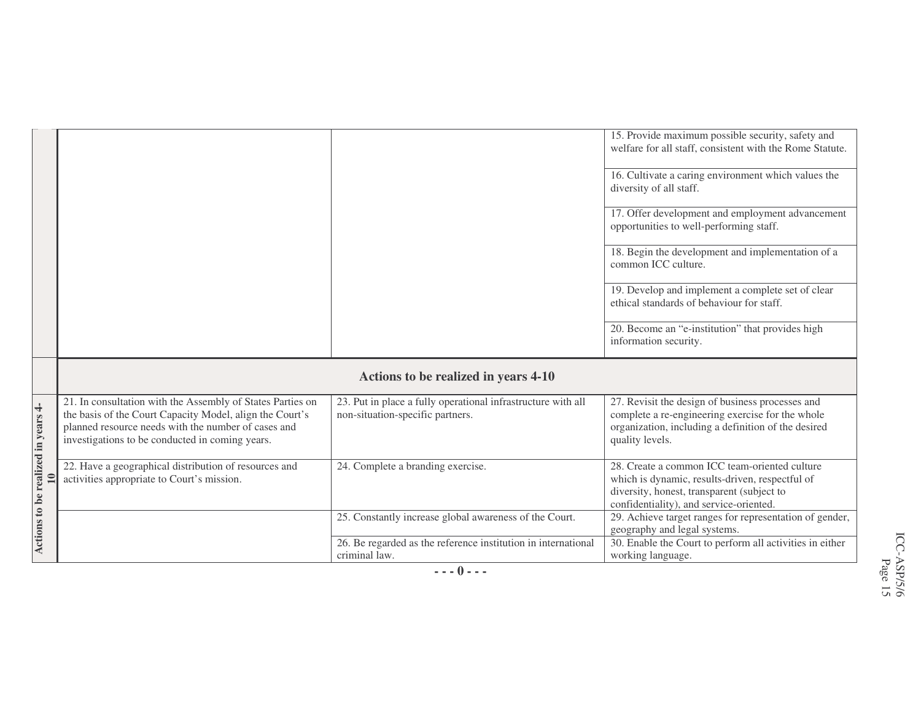| | | | |
|---|---|---|---|
| | | | 15. Provide maximum possible security, safety and welfare for all staff, consistent with the Rome Statute. |
| | | | 16. Cultivate a caring environment which values the diversity of all staff. |
| | | | 17. Offer development and employment advancement opportunities to well-performing staff. |
| | | | 18. Begin the development and implementation of a common ICC culture. |
| | | | 19. Develop and implement a complete set of clear ethical standards of behaviour for staff. |
| | | | 20. Become an "e-institution" that provides high information security. |
| | **Actions to be realized in years 4-10** | | |
| **Actions to be realized in years 4-10** | 21. In consultation with the Assembly of States Parties on the basis of the Court Capacity Model, align the Court's planned resource needs with the number of cases and investigations to be conducted in coming years. | 23. Put in place a fully operational infrastructure with all non-situation-specific partners. | 27. Revisit the design of business processes and complete a re-engineering exercise for the whole organization, including a definition of the desired quality levels. |
| | 22. Have a geographical distribution of resources and activities appropriate to Court's mission. | 24. Complete a branding exercise. | 28. Create a common ICC team-oriented culture which is dynamic, results-driven, respectful of diversity, honest, transparent (subject to confidentiality), and service-oriented. |
| | | 25. Constantly increase global awareness of the Court. | 29. Achieve target ranges for representation of gender, geography and legal systems. |
| | | 26. Be regarded as the reference institution in international criminal law. | 30. Enable the Court to perform all activities in either working language. |

--- 0 ---